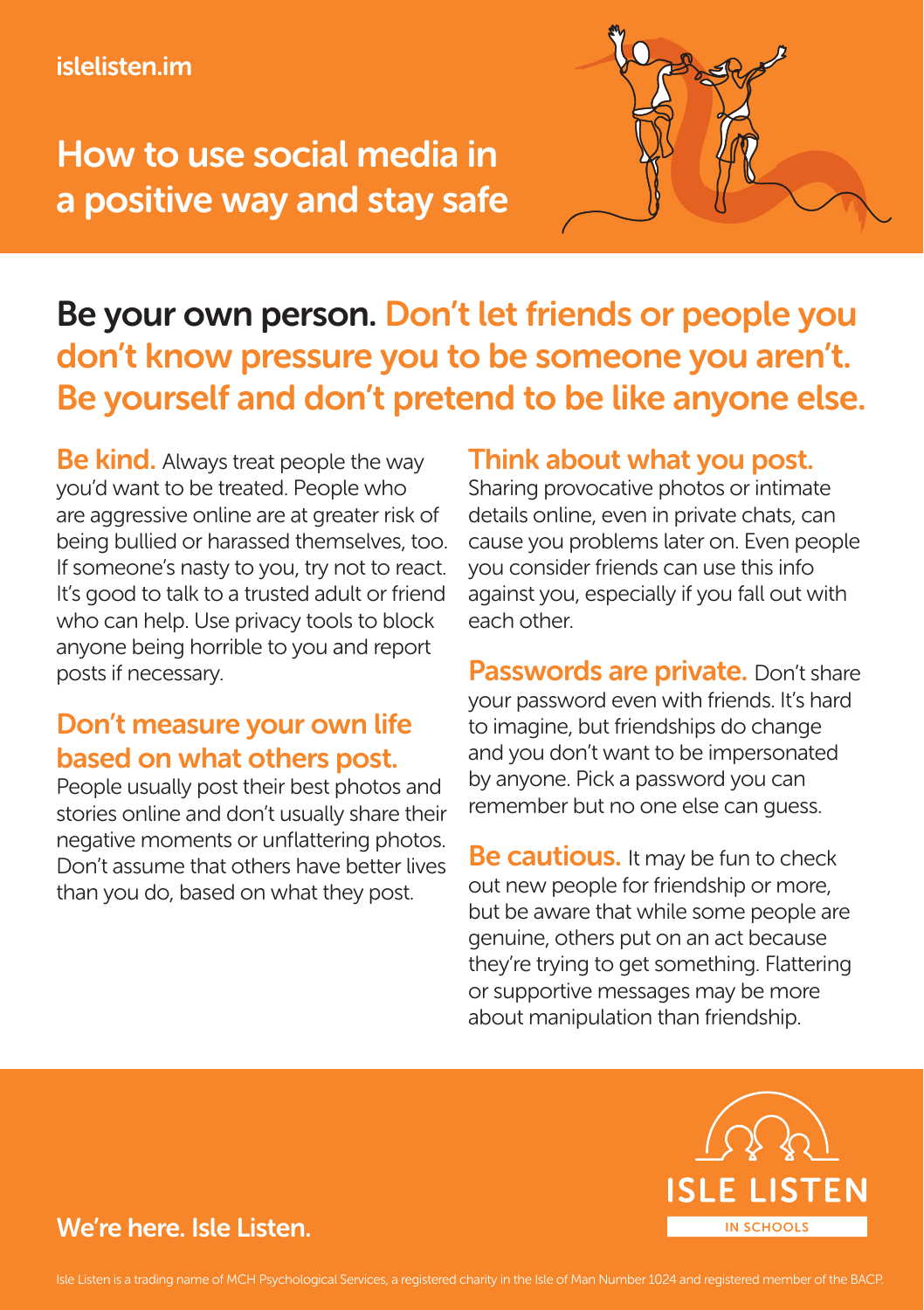isleliste.im

# How to use social media in a positive way and stay safe

## Be your own person. Don't let friends or people you don't know pressure you to be someone you aren't. Be yourself and don't pretend to be like anyone else.

**Be kind.** Always treat people the way you'd want to be treated. People who are aggressive online are at greater risk of being bullied or harassed themselves, too. If someone's nasty to you, try not to react. It's good to talk to a trusted adult or friend who can help. Use privacy tools to block anyone being horrible to you and report posts if necessary.

### Don't measure your own life based on what others post.

People usually post their best photos and stories online and don't usually share their negative moments or unflattering photos. Don't assume that others have better lives than you do, based on what they post.

### Think about what you post.

Sharing provocative photos or intimate details online, even in private chats, can cause you problems later on. Even people you consider friends can use this info against you, especially if you fall out with each other.

**Passwords are private.** Don't share your password even with friends. It's hard to imagine, but friendships do change and you don't want to be impersonated by anyone. Pick a password you can remember but no one else can guess.

**Be cautious.** It may be fun to check out new people for friendship or more, but be aware that while some people are genuine, others put on an act because they're trying to get something. Flattering or supportive messages may be more about manipulation than friendship.

ISLE LISTEN IN SCHOOLS

**We're here. Isle Listen.**

Isle Listen is a trading name of MCH Psychological Services, a registered charity in the Isle of Man Number 1024 and registered member of the BACP.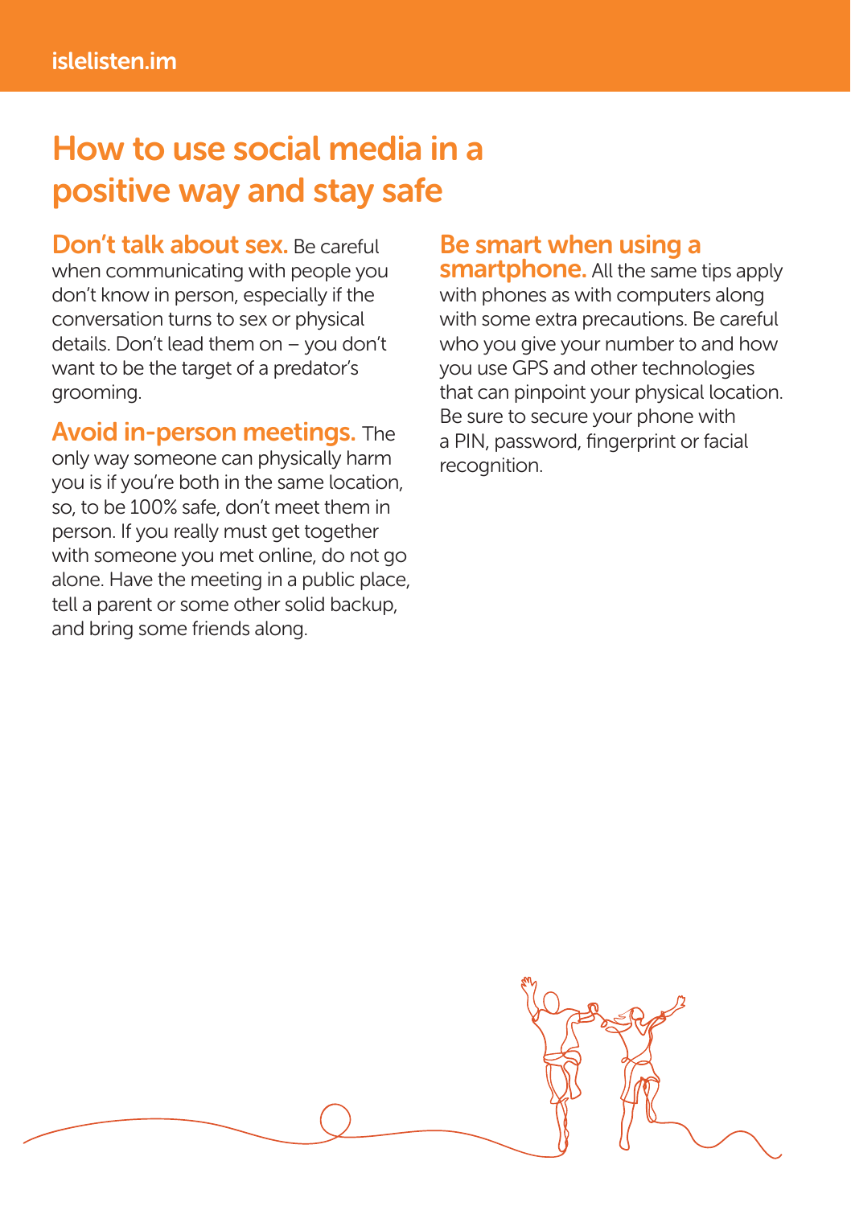# How to use social media in a positive way and stay safe

**Don't talk about sex.** Be careful when communicating with people you don't know in person, especially if the conversation turns to sex or physical details. Don't lead them on – you don't want to be the target of a predator's grooming.

**Avoid in-person meetings.** The only way someone can physically harm you is if you're both in the same location, so, to be 100% safe, don't meet them in person. If you really must get together with someone you met online, do not go alone. Have the meeting in a public place, tell a parent or some other solid backup, and bring some friends along.

**Be smart when using a smartphone.** All the same tips apply with phones as with computers along with some extra precautions. Be careful who you give your number to and how you use GPS and other technologies that can pinpoint your physical location. Be sure to secure your phone with a PIN, password, fingerprint or facial recognition.